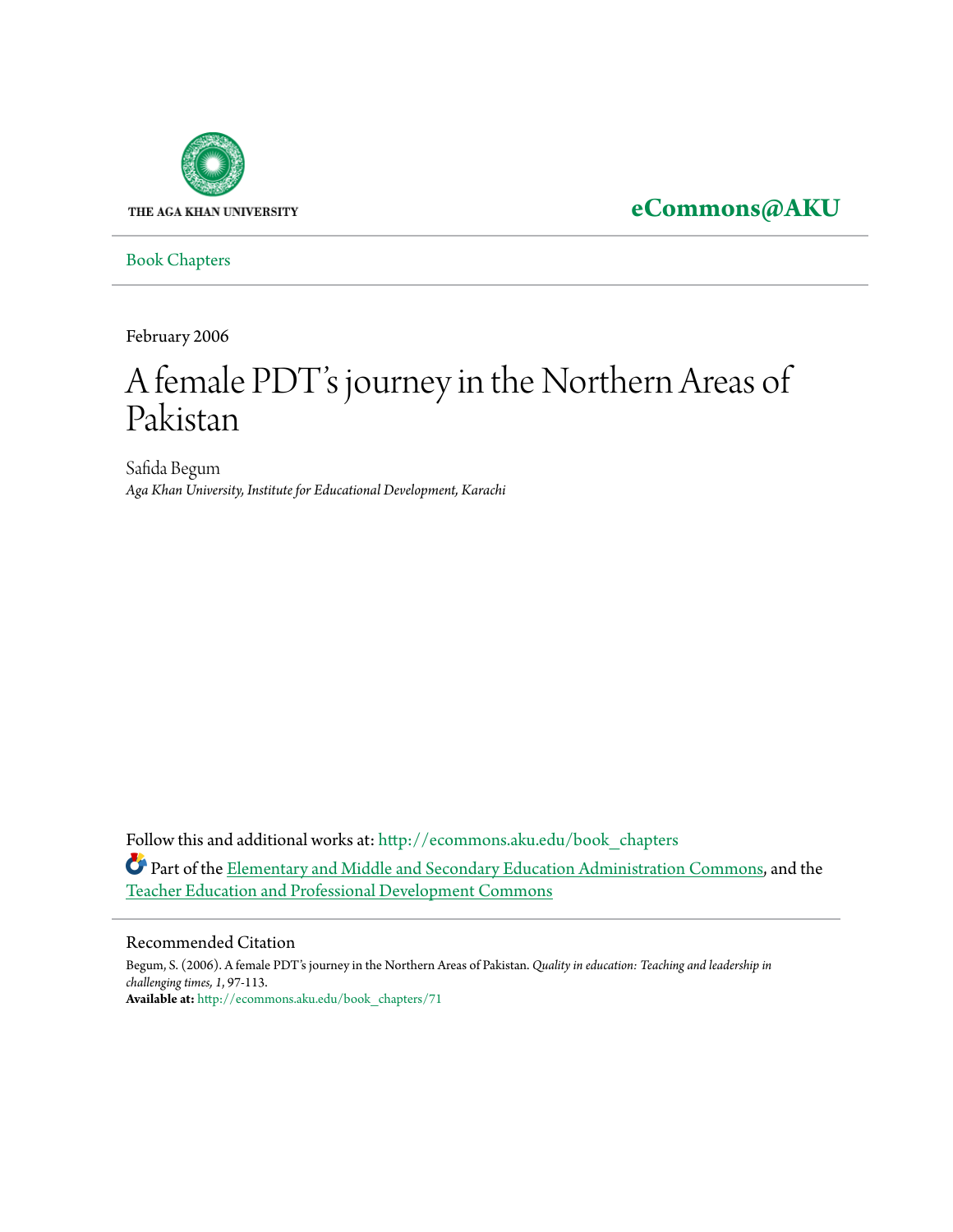THE AGA KHAN UNIVERSITY

**eCommons@AKU**

Book Chapters

February 2006

# A female PDT's journey in the Northern Areas of Pakistan

Safida Begum
*Aga Khan University, Institute for Educational Development, Karachi*

Follow this and additional works at: http://ecommons.aku.edu/book_chapters

Part of the Elementary and Middle and Secondary Education Administration Commons, and the Teacher Education and Professional Development Commons

## Recommended Citation

Begum, S. (2006). A female PDT's journey in the Northern Areas of Pakistan. *Quality in education: Teaching and leadership in challenging times, 1*, 97-113.
**Available at:** http://ecommons.aku.edu/book_chapters/71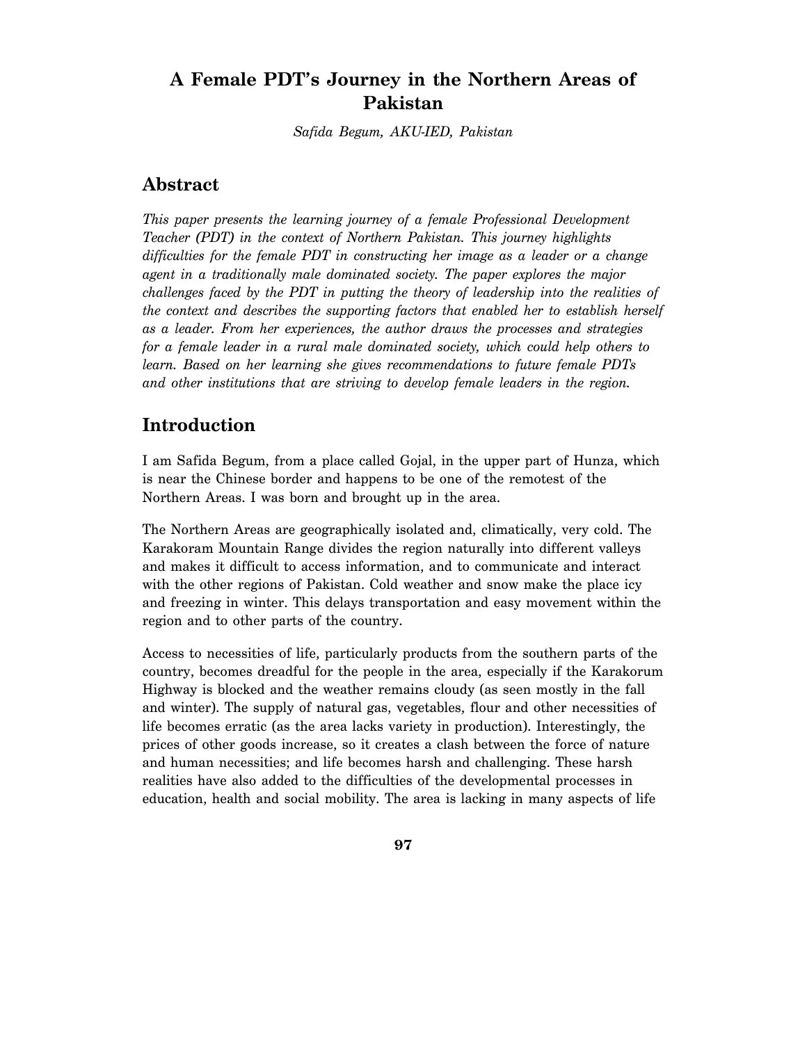# A Female PDT's Journey in the Northern Areas of Pakistan

*Safida Begum, AKU-IED, Pakistan*

## Abstract

*This paper presents the learning journey of a female Professional Development Teacher (PDT) in the context of Northern Pakistan. This journey highlights difficulties for the female PDT in constructing her image as a leader or a change agent in a traditionally male dominated society. The paper explores the major challenges faced by the PDT in putting the theory of leadership into the realities of the context and describes the supporting factors that enabled her to establish herself as a leader. From her experiences, the author draws the processes and strategies for a female leader in a rural male dominated society, which could help others to learn. Based on her learning she gives recommendations to future female PDTs and other institutions that are striving to develop female leaders in the region.*

## Introduction

I am Safida Begum, from a place called Gojal, in the upper part of Hunza, which is near the Chinese border and happens to be one of the remotest of the Northern Areas. I was born and brought up in the area.

The Northern Areas are geographically isolated and, climatically, very cold. The Karakoram Mountain Range divides the region naturally into different valleys and makes it difficult to access information, and to communicate and interact with the other regions of Pakistan. Cold weather and snow make the place icy and freezing in winter. This delays transportation and easy movement within the region and to other parts of the country.

Access to necessities of life, particularly products from the southern parts of the country, becomes dreadful for the people in the area, especially if the Karakorum Highway is blocked and the weather remains cloudy (as seen mostly in the fall and winter). The supply of natural gas, vegetables, flour and other necessities of life becomes erratic (as the area lacks variety in production). Interestingly, the prices of other goods increase, so it creates a clash between the force of nature and human necessities; and life becomes harsh and challenging. These harsh realities have also added to the difficulties of the developmental processes in education, health and social mobility. The area is lacking in many aspects of life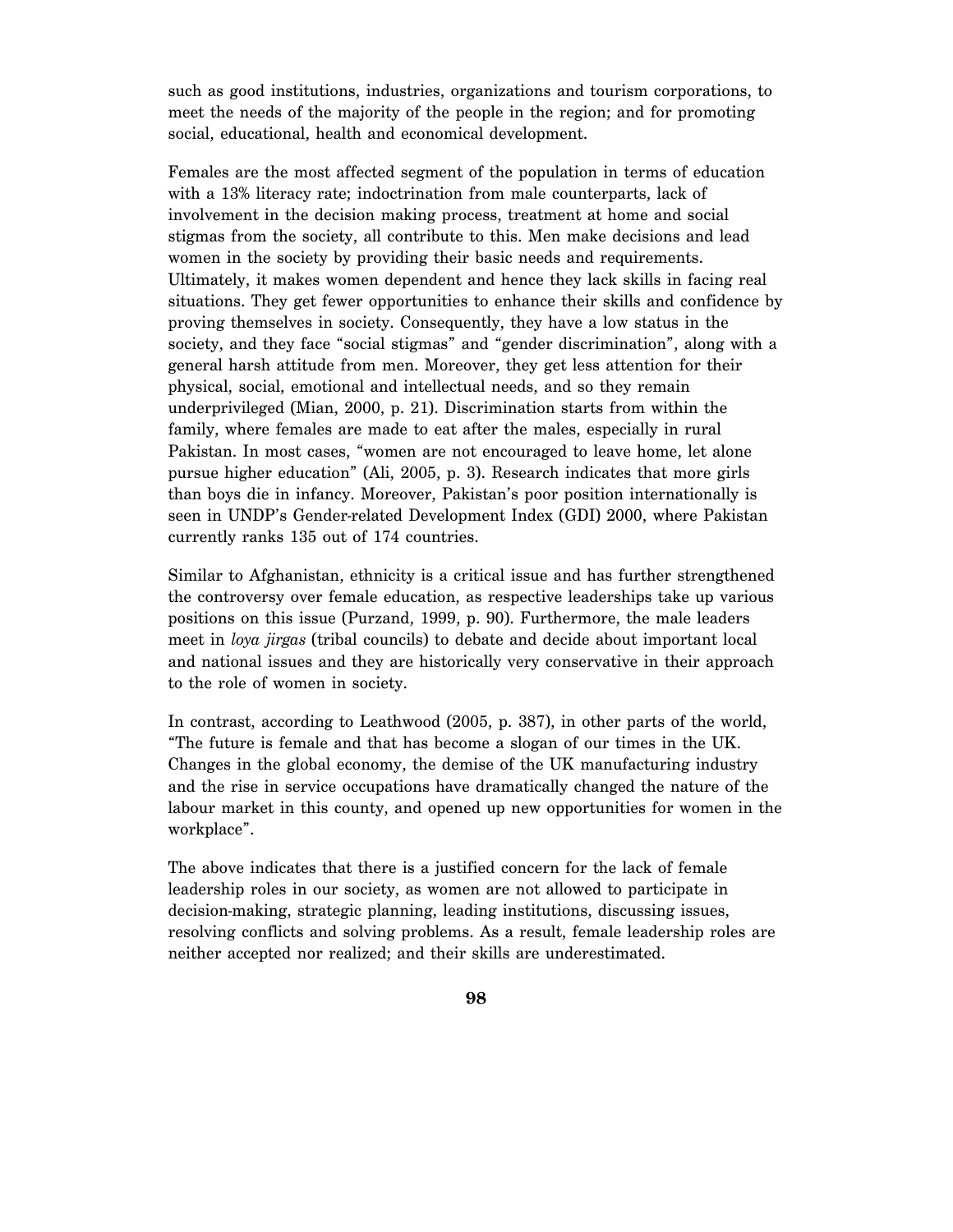such as good institutions, industries, organizations and tourism corporations, to meet the needs of the majority of the people in the region; and for promoting social, educational, health and economical development.

Females are the most affected segment of the population in terms of education with a 13% literacy rate; indoctrination from male counterparts, lack of involvement in the decision making process, treatment at home and social stigmas from the society, all contribute to this. Men make decisions and lead women in the society by providing their basic needs and requirements. Ultimately, it makes women dependent and hence they lack skills in facing real situations. They get fewer opportunities to enhance their skills and confidence by proving themselves in society. Consequently, they have a low status in the society, and they face "social stigmas" and "gender discrimination", along with a general harsh attitude from men. Moreover, they get less attention for their physical, social, emotional and intellectual needs, and so they remain underprivileged (Mian, 2000, p. 21). Discrimination starts from within the family, where females are made to eat after the males, especially in rural Pakistan. In most cases, "women are not encouraged to leave home, let alone pursue higher education" (Ali, 2005, p. 3). Research indicates that more girls than boys die in infancy. Moreover, Pakistan's poor position internationally is seen in UNDP's Gender-related Development Index (GDI) 2000, where Pakistan currently ranks 135 out of 174 countries.

Similar to Afghanistan, ethnicity is a critical issue and has further strengthened the controversy over female education, as respective leaderships take up various positions on this issue (Purzand, 1999, p. 90). Furthermore, the male leaders meet in *loya jirgas* (tribal councils) to debate and decide about important local and national issues and they are historically very conservative in their approach to the role of women in society.

In contrast, according to Leathwood (2005, p. 387), in other parts of the world, "The future is female and that has become a slogan of our times in the UK. Changes in the global economy, the demise of the UK manufacturing industry and the rise in service occupations have dramatically changed the nature of the labour market in this county, and opened up new opportunities for women in the workplace".

The above indicates that there is a justified concern for the lack of female leadership roles in our society, as women are not allowed to participate in decision-making, strategic planning, leading institutions, discussing issues, resolving conflicts and solving problems. As a result, female leadership roles are neither accepted nor realized; and their skills are underestimated.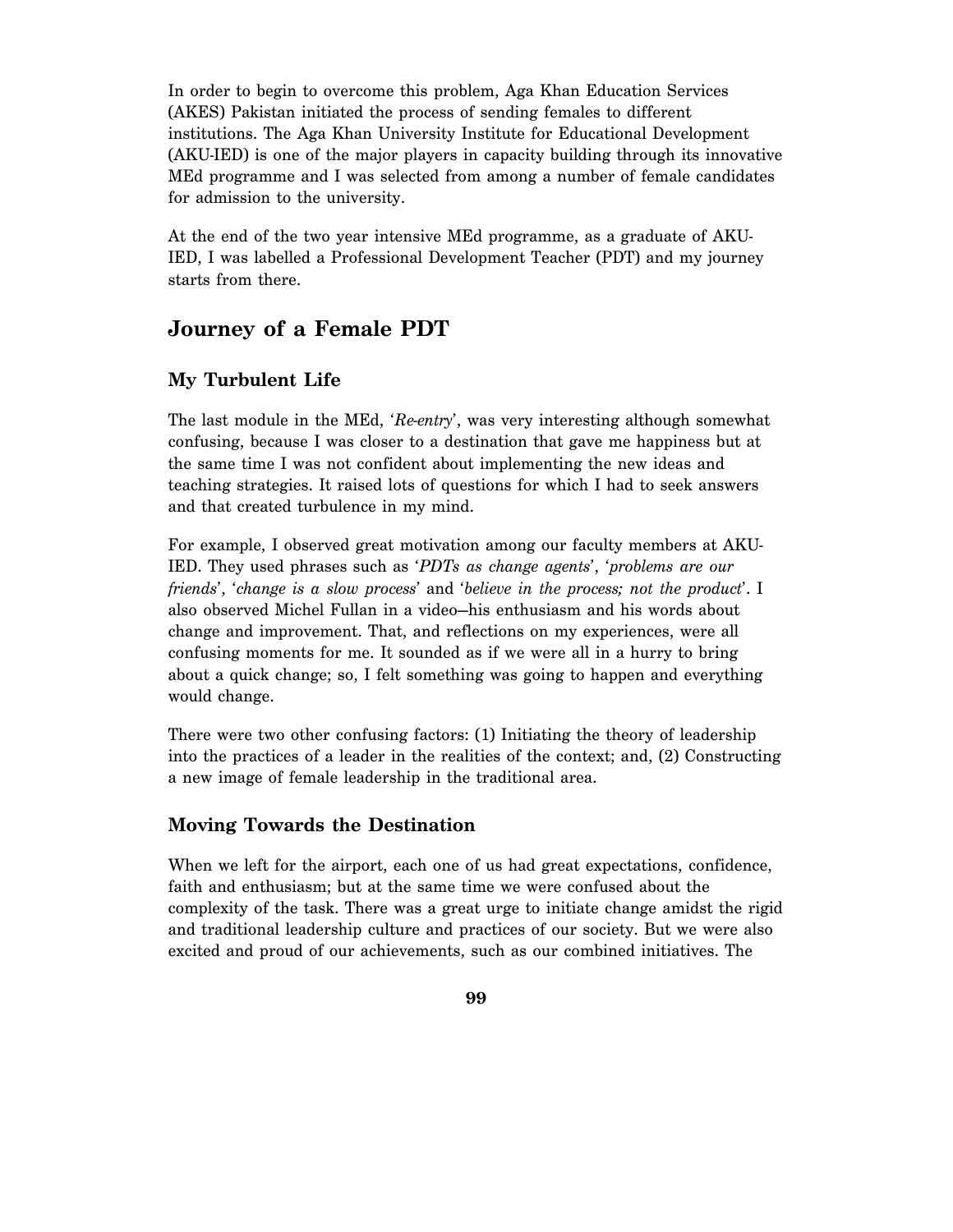In order to begin to overcome this problem, Aga Khan Education Services (AKES) Pakistan initiated the process of sending females to different institutions. The Aga Khan University Institute for Educational Development (AKU-IED) is one of the major players in capacity building through its innovative MEd programme and I was selected from among a number of female candidates for admission to the university.

At the end of the two year intensive MEd programme, as a graduate of AKU-IED, I was labelled a Professional Development Teacher (PDT) and my journey starts from there.

## Journey of a Female PDT

### My Turbulent Life

The last module in the MEd, '*Re-entry*', was very interesting although somewhat confusing, because I was closer to a destination that gave me happiness but at the same time I was not confident about implementing the new ideas and teaching strategies. It raised lots of questions for which I had to seek answers and that created turbulence in my mind.

For example, I observed great motivation among our faculty members at AKU-IED. They used phrases such as '*PDTs as change agents*', '*problems are our friends*', '*change is a slow process*' and '*believe in the process; not the product*'. I also observed Michel Fullan in a video—his enthusiasm and his words about change and improvement. That, and reflections on my experiences, were all confusing moments for me. It sounded as if we were all in a hurry to bring about a quick change; so, I felt something was going to happen and everything would change.

There were two other confusing factors: (1) Initiating the theory of leadership into the practices of a leader in the realities of the context; and, (2) Constructing a new image of female leadership in the traditional area.

### Moving Towards the Destination

When we left for the airport, each one of us had great expectations, confidence, faith and enthusiasm; but at the same time we were confused about the complexity of the task. There was a great urge to initiate change amidst the rigid and traditional leadership culture and practices of our society. But we were also excited and proud of our achievements, such as our combined initiatives. The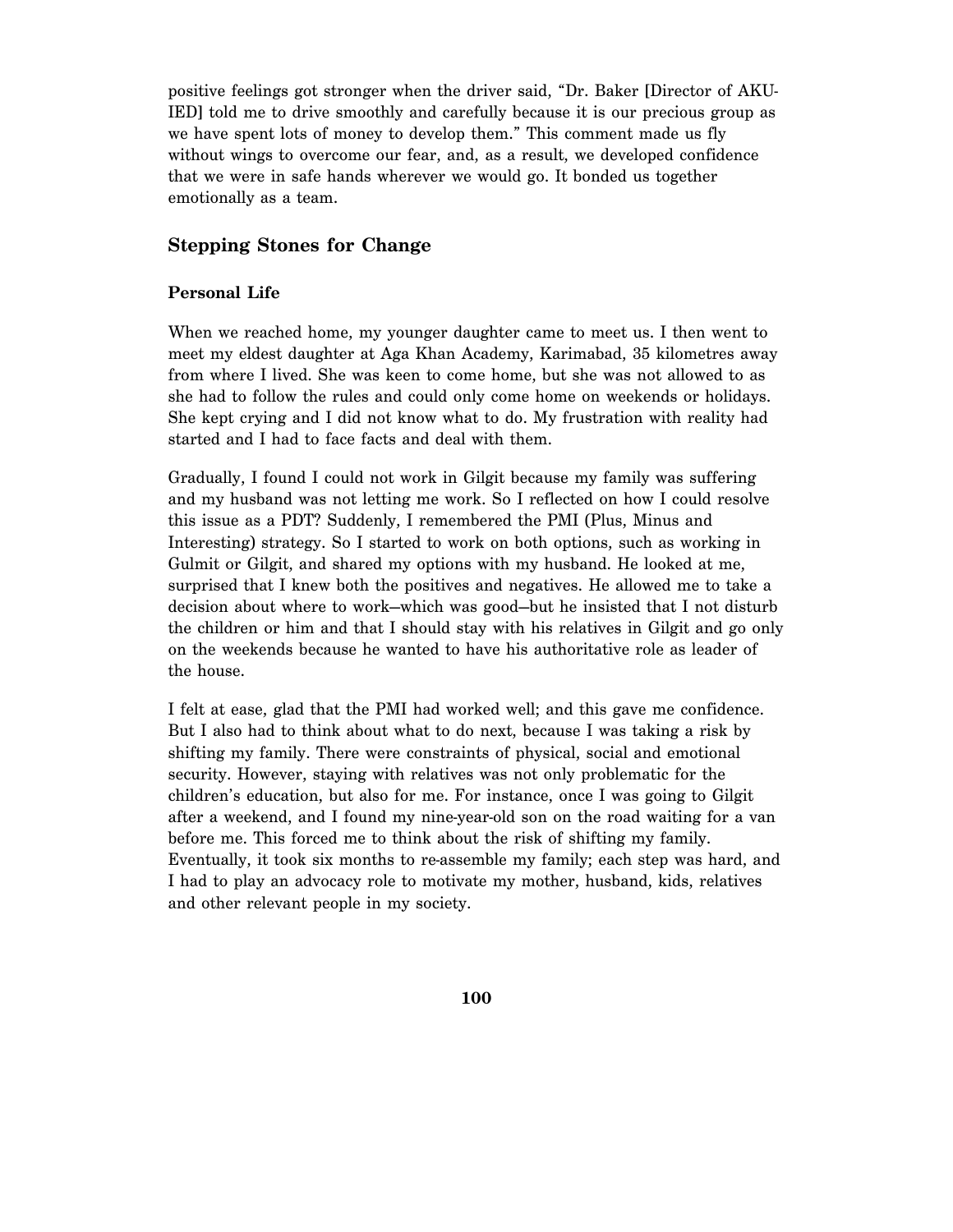positive feelings got stronger when the driver said, "Dr. Baker [Director of AKU-IED] told me to drive smoothly and carefully because it is our precious group as we have spent lots of money to develop them." This comment made us fly without wings to overcome our fear, and, as a result, we developed confidence that we were in safe hands wherever we would go. It bonded us together emotionally as a team.

## Stepping Stones for Change

### Personal Life

When we reached home, my younger daughter came to meet us. I then went to meet my eldest daughter at Aga Khan Academy, Karimabad, 35 kilometres away from where I lived. She was keen to come home, but she was not allowed to as she had to follow the rules and could only come home on weekends or holidays. She kept crying and I did not know what to do. My frustration with reality had started and I had to face facts and deal with them.

Gradually, I found I could not work in Gilgit because my family was suffering and my husband was not letting me work. So I reflected on how I could resolve this issue as a PDT? Suddenly, I remembered the PMI (Plus, Minus and Interesting) strategy. So I started to work on both options, such as working in Gulmit or Gilgit, and shared my options with my husband. He looked at me, surprised that I knew both the positives and negatives. He allowed me to take a decision about where to work—which was good—but he insisted that I not disturb the children or him and that I should stay with his relatives in Gilgit and go only on the weekends because he wanted to have his authoritative role as leader of the house.

I felt at ease, glad that the PMI had worked well; and this gave me confidence. But I also had to think about what to do next, because I was taking a risk by shifting my family. There were constraints of physical, social and emotional security. However, staying with relatives was not only problematic for the children's education, but also for me. For instance, once I was going to Gilgit after a weekend, and I found my nine-year-old son on the road waiting for a van before me. This forced me to think about the risk of shifting my family. Eventually, it took six months to re-assemble my family; each step was hard, and I had to play an advocacy role to motivate my mother, husband, kids, relatives and other relevant people in my society.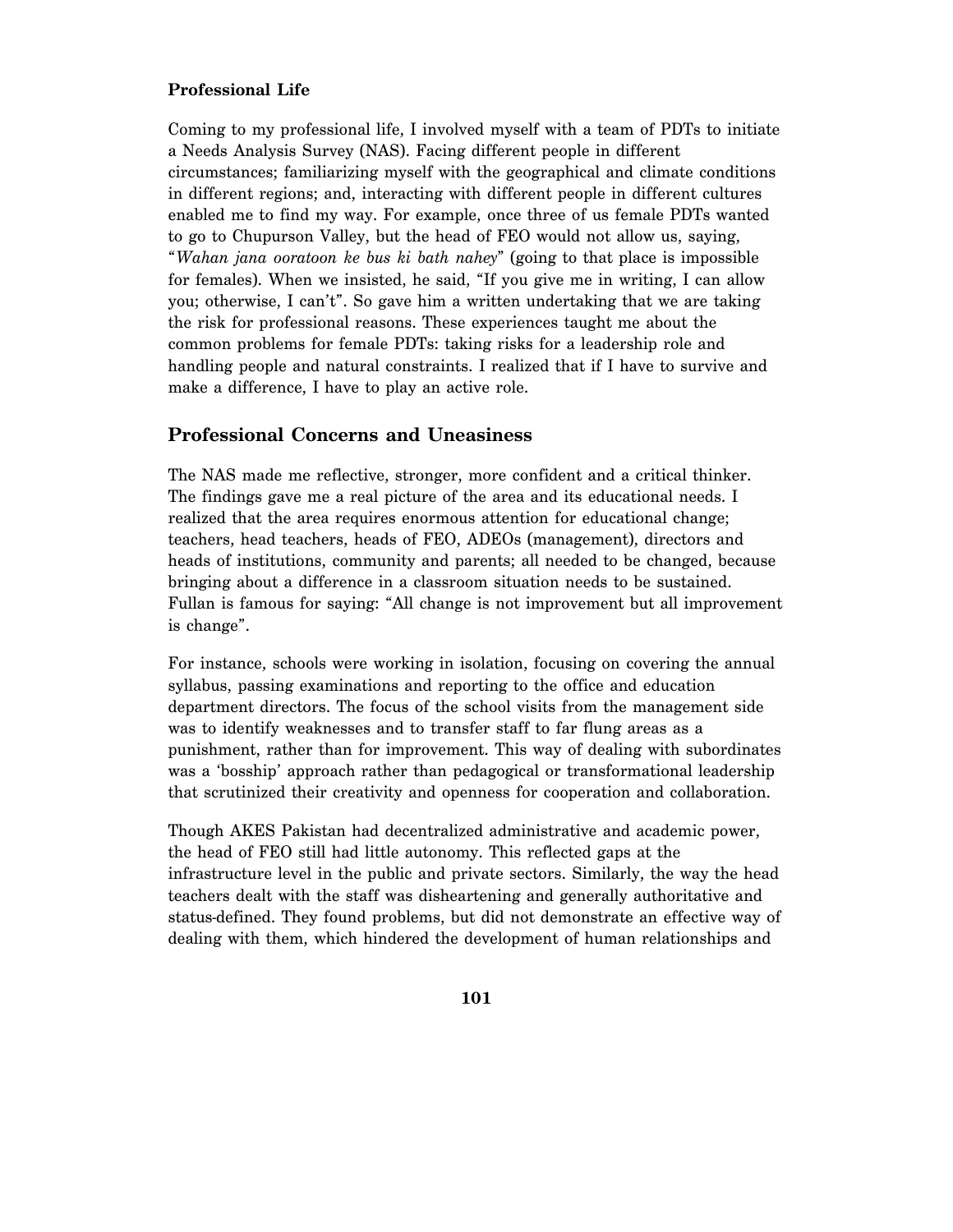**Professional Life**

Coming to my professional life, I involved myself with a team of PDTs to initiate a Needs Analysis Survey (NAS). Facing different people in different circumstances; familiarizing myself with the geographical and climate conditions in different regions; and, interacting with different people in different cultures enabled me to find my way. For example, once three of us female PDTs wanted to go to Chupurson Valley, but the head of FEO would not allow us, saying, "*Wahan jana ooratoon ke bus ki bath nahey*" (going to that place is impossible for females). When we insisted, he said, "If you give me in writing, I can allow you; otherwise, I can't". So gave him a written undertaking that we are taking the risk for professional reasons. These experiences taught me about the common problems for female PDTs: taking risks for a leadership role and handling people and natural constraints. I realized that if I have to survive and make a difference, I have to play an active role.

## Professional Concerns and Uneasiness

The NAS made me reflective, stronger, more confident and a critical thinker. The findings gave me a real picture of the area and its educational needs. I realized that the area requires enormous attention for educational change; teachers, head teachers, heads of FEO, ADEOs (management), directors and heads of institutions, community and parents; all needed to be changed, because bringing about a difference in a classroom situation needs to be sustained. Fullan is famous for saying: "All change is not improvement but all improvement is change".

For instance, schools were working in isolation, focusing on covering the annual syllabus, passing examinations and reporting to the office and education department directors. The focus of the school visits from the management side was to identify weaknesses and to transfer staff to far flung areas as a punishment, rather than for improvement. This way of dealing with subordinates was a 'bosship' approach rather than pedagogical or transformational leadership that scrutinized their creativity and openness for cooperation and collaboration.

Though AKES Pakistan had decentralized administrative and academic power, the head of FEO still had little autonomy. This reflected gaps at the infrastructure level in the public and private sectors. Similarly, the way the head teachers dealt with the staff was disheartening and generally authoritative and status-defined. They found problems, but did not demonstrate an effective way of dealing with them, which hindered the development of human relationships and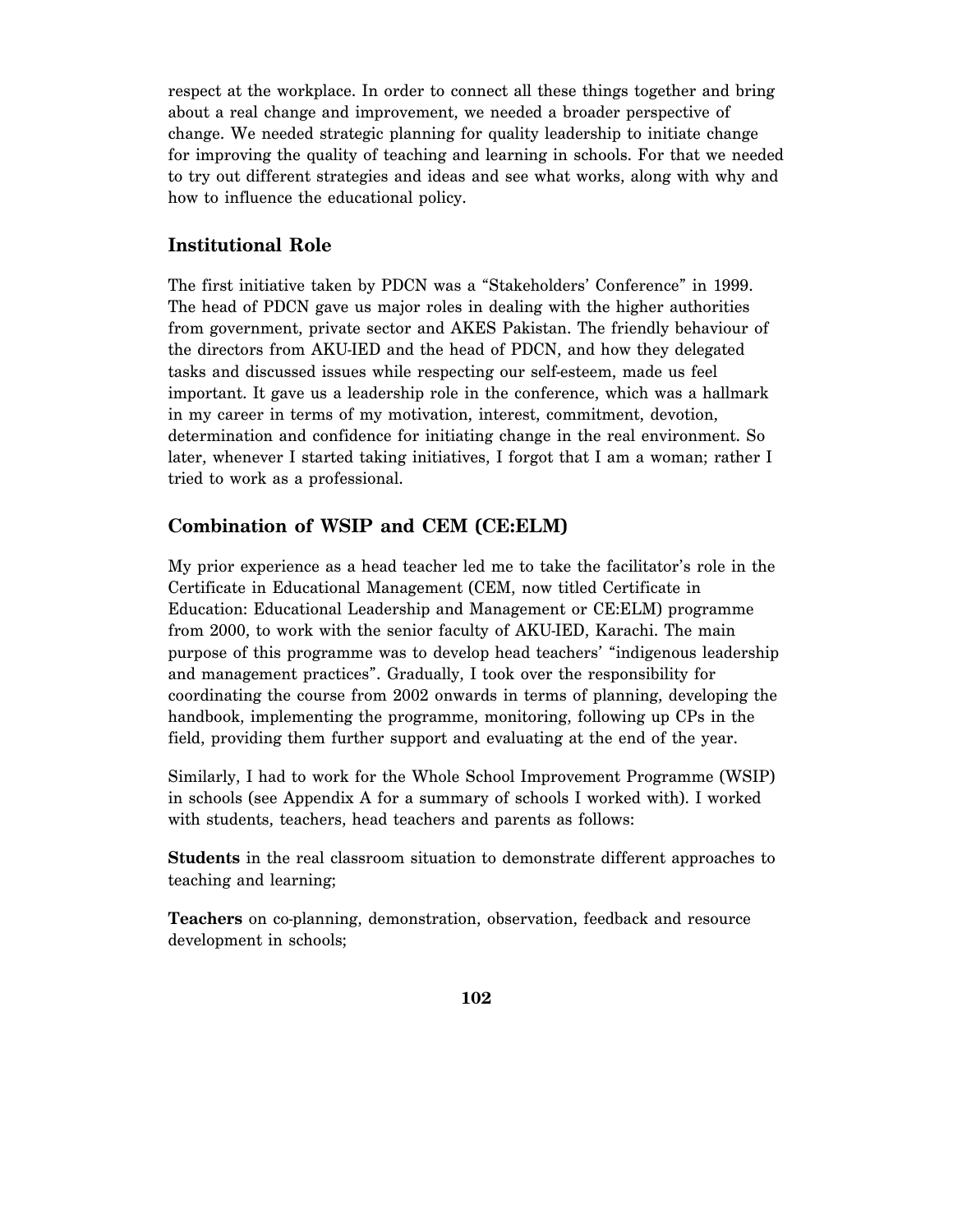respect at the workplace. In order to connect all these things together and bring about a real change and improvement, we needed a broader perspective of change. We needed strategic planning for quality leadership to initiate change for improving the quality of teaching and learning in schools. For that we needed to try out different strategies and ideas and see what works, along with why and how to influence the educational policy.

## Institutional Role

The first initiative taken by PDCN was a "Stakeholders' Conference" in 1999. The head of PDCN gave us major roles in dealing with the higher authorities from government, private sector and AKES Pakistan. The friendly behaviour of the directors from AKU-IED and the head of PDCN, and how they delegated tasks and discussed issues while respecting our self-esteem, made us feel important. It gave us a leadership role in the conference, which was a hallmark in my career in terms of my motivation, interest, commitment, devotion, determination and confidence for initiating change in the real environment. So later, whenever I started taking initiatives, I forgot that I am a woman; rather I tried to work as a professional.

## Combination of WSIP and CEM (CE:ELM)

My prior experience as a head teacher led me to take the facilitator's role in the Certificate in Educational Management (CEM, now titled Certificate in Education: Educational Leadership and Management or CE:ELM) programme from 2000, to work with the senior faculty of AKU-IED, Karachi. The main purpose of this programme was to develop head teachers' "indigenous leadership and management practices". Gradually, I took over the responsibility for coordinating the course from 2002 onwards in terms of planning, developing the handbook, implementing the programme, monitoring, following up CPs in the field, providing them further support and evaluating at the end of the year.

Similarly, I had to work for the Whole School Improvement Programme (WSIP) in schools (see Appendix A for a summary of schools I worked with). I worked with students, teachers, head teachers and parents as follows:

**Students** in the real classroom situation to demonstrate different approaches to teaching and learning;

**Teachers** on co-planning, demonstration, observation, feedback and resource development in schools;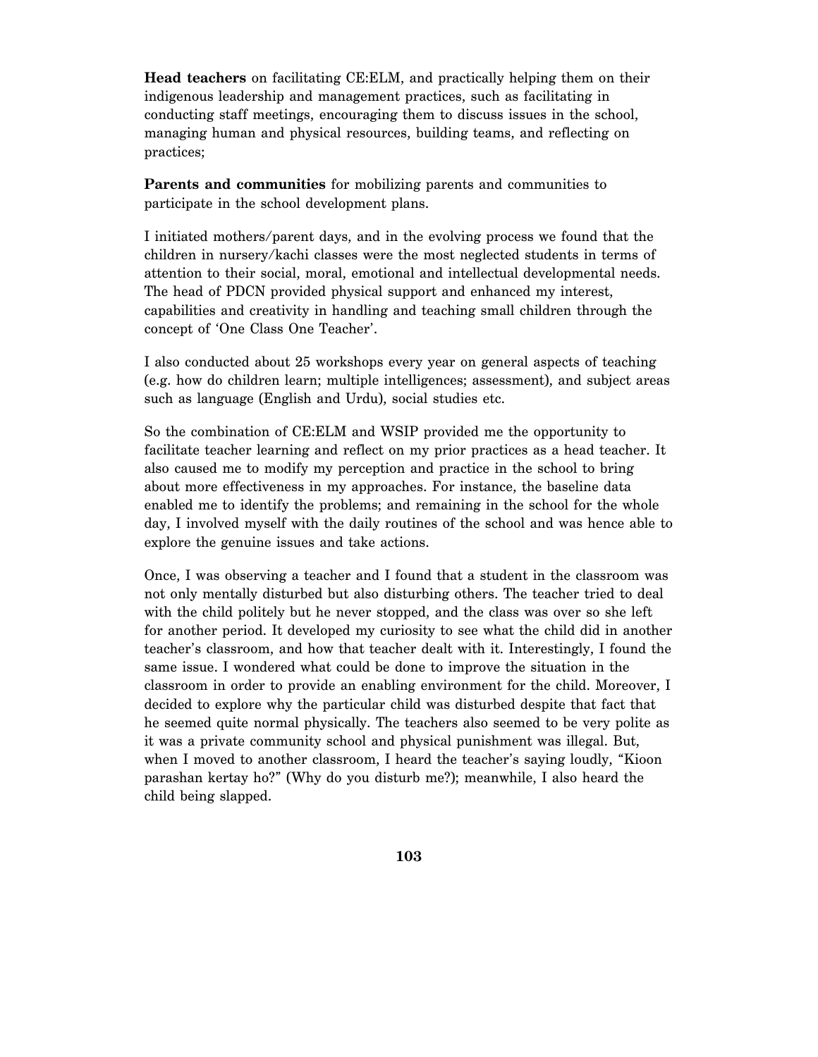**Head teachers** on facilitating CE:ELM, and practically helping them on their indigenous leadership and management practices, such as facilitating in conducting staff meetings, encouraging them to discuss issues in the school, managing human and physical resources, building teams, and reflecting on practices;

**Parents and communities** for mobilizing parents and communities to participate in the school development plans.

I initiated mothers/parent days, and in the evolving process we found that the children in nursery/kachi classes were the most neglected students in terms of attention to their social, moral, emotional and intellectual developmental needs. The head of PDCN provided physical support and enhanced my interest, capabilities and creativity in handling and teaching small children through the concept of 'One Class One Teacher'.

I also conducted about 25 workshops every year on general aspects of teaching (e.g. how do children learn; multiple intelligences; assessment), and subject areas such as language (English and Urdu), social studies etc.

So the combination of CE:ELM and WSIP provided me the opportunity to facilitate teacher learning and reflect on my prior practices as a head teacher. It also caused me to modify my perception and practice in the school to bring about more effectiveness in my approaches. For instance, the baseline data enabled me to identify the problems; and remaining in the school for the whole day, I involved myself with the daily routines of the school and was hence able to explore the genuine issues and take actions.

Once, I was observing a teacher and I found that a student in the classroom was not only mentally disturbed but also disturbing others. The teacher tried to deal with the child politely but he never stopped, and the class was over so she left for another period. It developed my curiosity to see what the child did in another teacher's classroom, and how that teacher dealt with it. Interestingly, I found the same issue. I wondered what could be done to improve the situation in the classroom in order to provide an enabling environment for the child. Moreover, I decided to explore why the particular child was disturbed despite that fact that he seemed quite normal physically. The teachers also seemed to be very polite as it was a private community school and physical punishment was illegal. But, when I moved to another classroom, I heard the teacher's saying loudly, "Kioon parashan kertay ho?" (Why do you disturb me?); meanwhile, I also heard the child being slapped.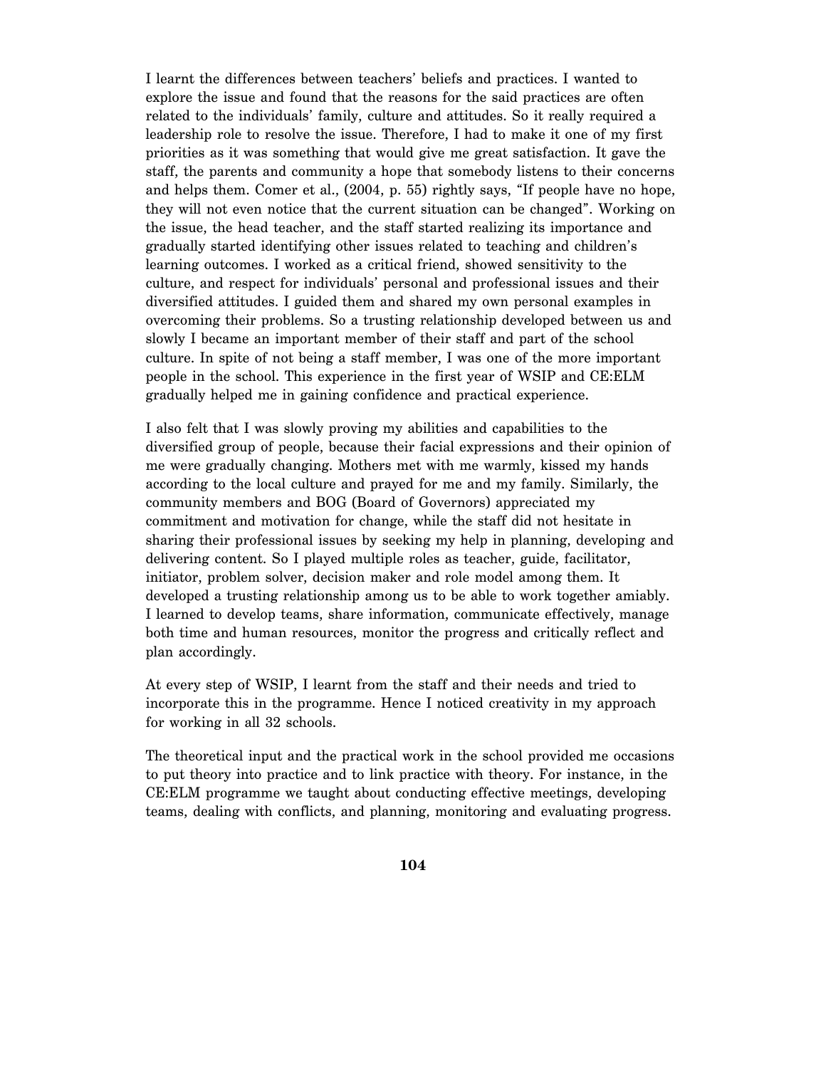I learnt the differences between teachers' beliefs and practices. I wanted to explore the issue and found that the reasons for the said practices are often related to the individuals' family, culture and attitudes. So it really required a leadership role to resolve the issue. Therefore, I had to make it one of my first priorities as it was something that would give me great satisfaction. It gave the staff, the parents and community a hope that somebody listens to their concerns and helps them. Comer et al., (2004, p. 55) rightly says, "If people have no hope, they will not even notice that the current situation can be changed". Working on the issue, the head teacher, and the staff started realizing its importance and gradually started identifying other issues related to teaching and children's learning outcomes. I worked as a critical friend, showed sensitivity to the culture, and respect for individuals' personal and professional issues and their diversified attitudes. I guided them and shared my own personal examples in overcoming their problems. So a trusting relationship developed between us and slowly I became an important member of their staff and part of the school culture. In spite of not being a staff member, I was one of the more important people in the school. This experience in the first year of WSIP and CE:ELM gradually helped me in gaining confidence and practical experience.

I also felt that I was slowly proving my abilities and capabilities to the diversified group of people, because their facial expressions and their opinion of me were gradually changing. Mothers met with me warmly, kissed my hands according to the local culture and prayed for me and my family. Similarly, the community members and BOG (Board of Governors) appreciated my commitment and motivation for change, while the staff did not hesitate in sharing their professional issues by seeking my help in planning, developing and delivering content. So I played multiple roles as teacher, guide, facilitator, initiator, problem solver, decision maker and role model among them. It developed a trusting relationship among us to be able to work together amiably. I learned to develop teams, share information, communicate effectively, manage both time and human resources, monitor the progress and critically reflect and plan accordingly.

At every step of WSIP, I learnt from the staff and their needs and tried to incorporate this in the programme. Hence I noticed creativity in my approach for working in all 32 schools.

The theoretical input and the practical work in the school provided me occasions to put theory into practice and to link practice with theory. For instance, in the CE:ELM programme we taught about conducting effective meetings, developing teams, dealing with conflicts, and planning, monitoring and evaluating progress.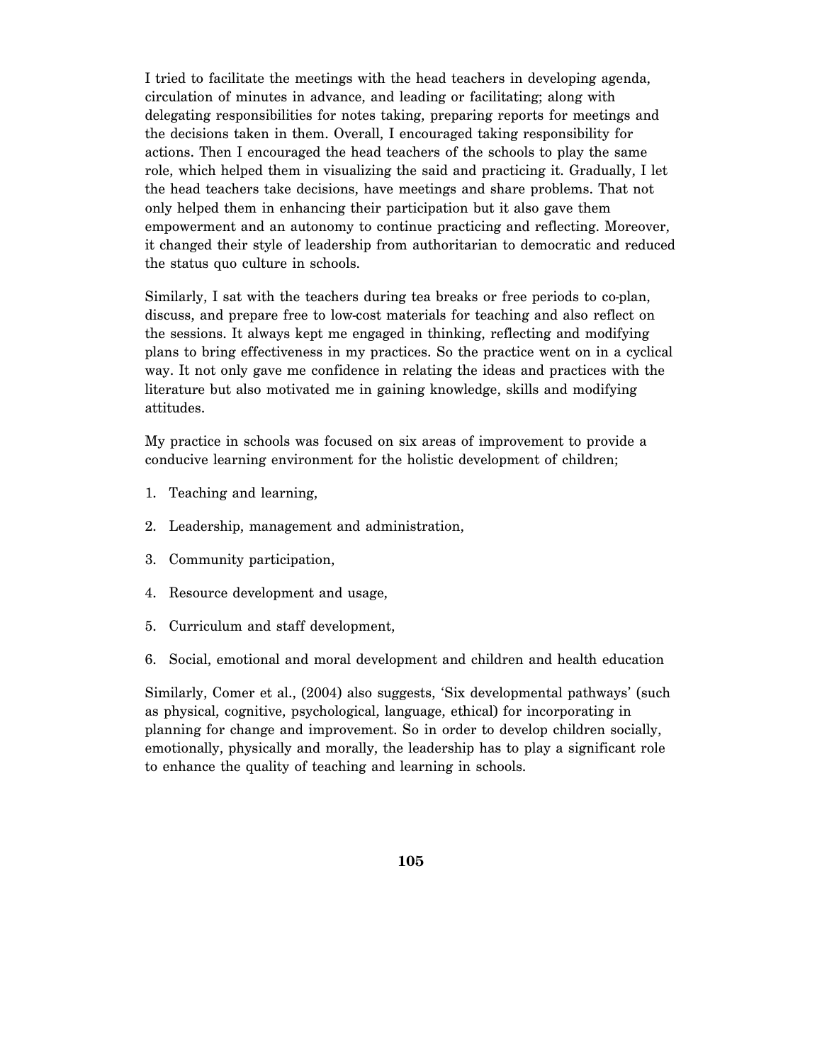I tried to facilitate the meetings with the head teachers in developing agenda, circulation of minutes in advance, and leading or facilitating; along with delegating responsibilities for notes taking, preparing reports for meetings and the decisions taken in them. Overall, I encouraged taking responsibility for actions. Then I encouraged the head teachers of the schools to play the same role, which helped them in visualizing the said and practicing it. Gradually, I let the head teachers take decisions, have meetings and share problems. That not only helped them in enhancing their participation but it also gave them empowerment and an autonomy to continue practicing and reflecting. Moreover, it changed their style of leadership from authoritarian to democratic and reduced the status quo culture in schools.

Similarly, I sat with the teachers during tea breaks or free periods to co-plan, discuss, and prepare free to low-cost materials for teaching and also reflect on the sessions. It always kept me engaged in thinking, reflecting and modifying plans to bring effectiveness in my practices. So the practice went on in a cyclical way. It not only gave me confidence in relating the ideas and practices with the literature but also motivated me in gaining knowledge, skills and modifying attitudes.

My practice in schools was focused on six areas of improvement to provide a conducive learning environment for the holistic development of children;

1. Teaching and learning,
2. Leadership, management and administration,
3. Community participation,
4. Resource development and usage,
5. Curriculum and staff development,
6. Social, emotional and moral development and children and health education

Similarly, Comer et al., (2004) also suggests, 'Six developmental pathways' (such as physical, cognitive, psychological, language, ethical) for incorporating in planning for change and improvement. So in order to develop children socially, emotionally, physically and morally, the leadership has to play a significant role to enhance the quality of teaching and learning in schools.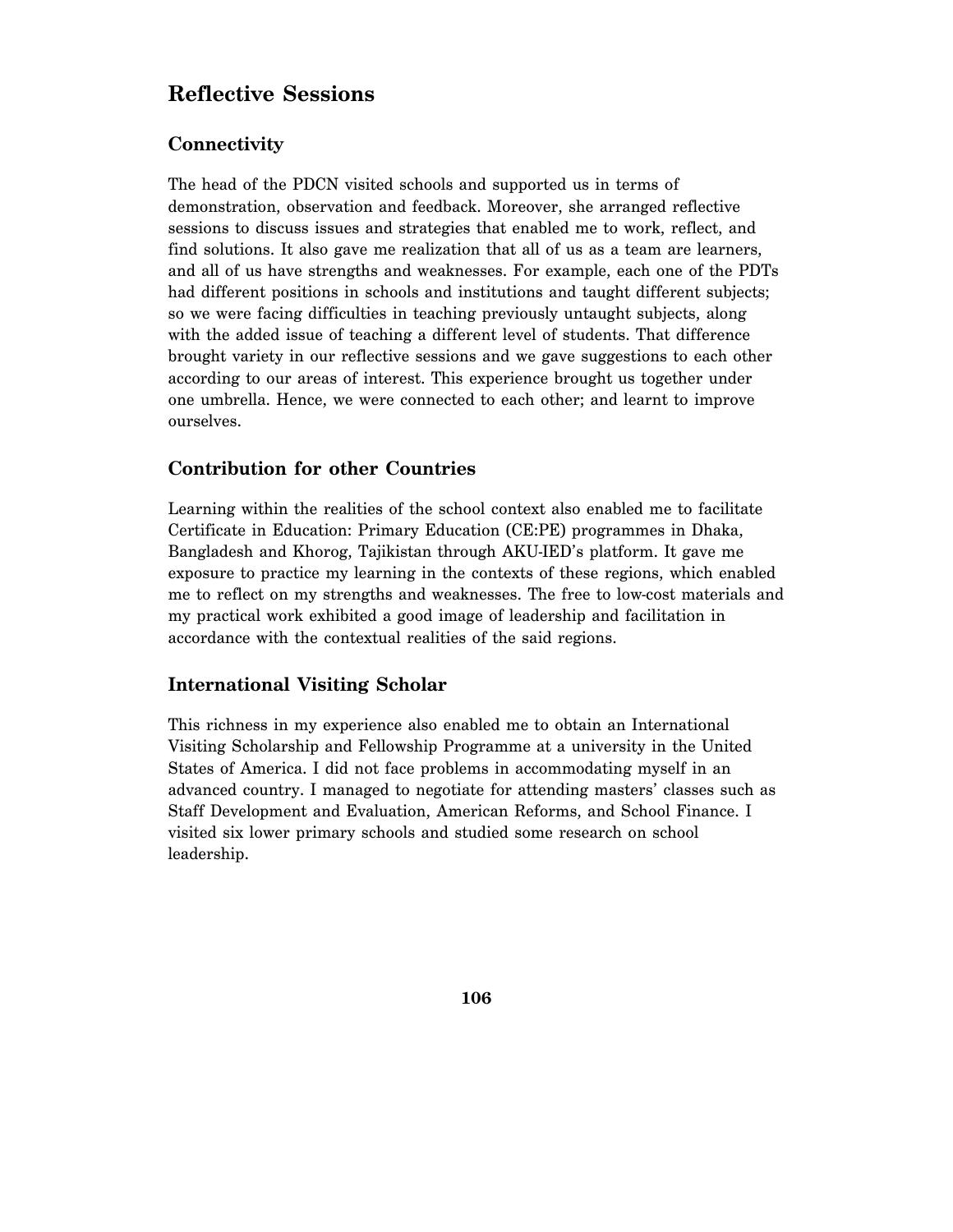## Reflective Sessions

### Connectivity

The head of the PDCN visited schools and supported us in terms of demonstration, observation and feedback. Moreover, she arranged reflective sessions to discuss issues and strategies that enabled me to work, reflect, and find solutions. It also gave me realization that all of us as a team are learners, and all of us have strengths and weaknesses. For example, each one of the PDTs had different positions in schools and institutions and taught different subjects; so we were facing difficulties in teaching previously untaught subjects, along with the added issue of teaching a different level of students. That difference brought variety in our reflective sessions and we gave suggestions to each other according to our areas of interest. This experience brought us together under one umbrella. Hence, we were connected to each other; and learnt to improve ourselves.

### Contribution for other Countries

Learning within the realities of the school context also enabled me to facilitate Certificate in Education: Primary Education (CE:PE) programmes in Dhaka, Bangladesh and Khorog, Tajikistan through AKU-IED's platform. It gave me exposure to practice my learning in the contexts of these regions, which enabled me to reflect on my strengths and weaknesses. The free to low-cost materials and my practical work exhibited a good image of leadership and facilitation in accordance with the contextual realities of the said regions.

### International Visiting Scholar

This richness in my experience also enabled me to obtain an International Visiting Scholarship and Fellowship Programme at a university in the United States of America. I did not face problems in accommodating myself in an advanced country. I managed to negotiate for attending masters' classes such as Staff Development and Evaluation, American Reforms, and School Finance. I visited six lower primary schools and studied some research on school leadership.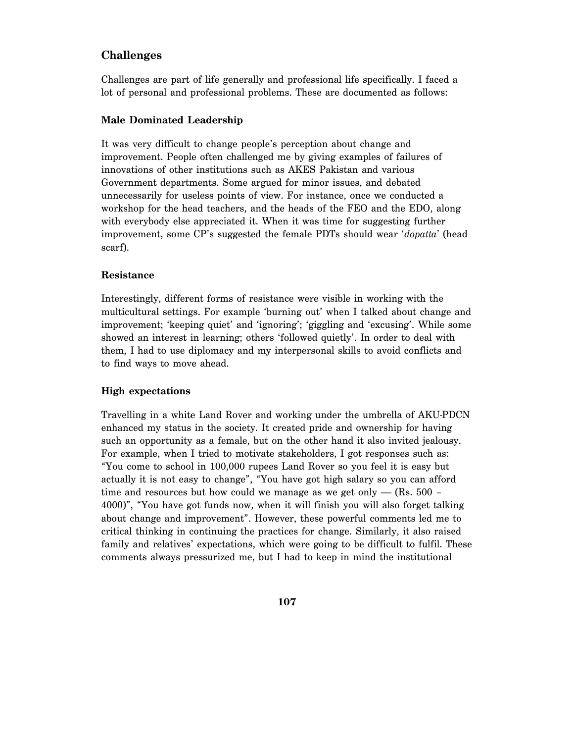## Challenges

Challenges are part of life generally and professional life specifically. I faced a lot of personal and professional problems. These are documented as follows:

### Male Dominated Leadership

It was very difficult to change people's perception about change and improvement. People often challenged me by giving examples of failures of innovations of other institutions such as AKES Pakistan and various Government departments. Some argued for minor issues, and debated unnecessarily for useless points of view. For instance, once we conducted a workshop for the head teachers, and the heads of the FEO and the EDO, along with everybody else appreciated it. When it was time for suggesting further improvement, some CP's suggested the female PDTs should wear '*dopatta*' (head scarf).

### Resistance

Interestingly, different forms of resistance were visible in working with the multicultural settings. For example 'burning out' when I talked about change and improvement; 'keeping quiet' and 'ignoring'; 'giggling and 'excusing'. While some showed an interest in learning; others 'followed quietly'. In order to deal with them, I had to use diplomacy and my interpersonal skills to avoid conflicts and to find ways to move ahead.

### High expectations

Travelling in a white Land Rover and working under the umbrella of AKU-PDCN enhanced my status in the society. It created pride and ownership for having such an opportunity as a female, but on the other hand it also invited jealousy. For example, when I tried to motivate stakeholders, I got responses such as: "You come to school in 100,000 rupees Land Rover so you feel it is easy but actually it is not easy to change", "You have got high salary so you can afford time and resources but how could we manage as we get only — (Rs. 500 – 4000)", "You have got funds now, when it will finish you will also forget talking about change and improvement". However, these powerful comments led me to critical thinking in continuing the practices for change. Similarly, it also raised family and relatives' expectations, which were going to be difficult to fulfil. These comments always pressurized me, but I had to keep in mind the institutional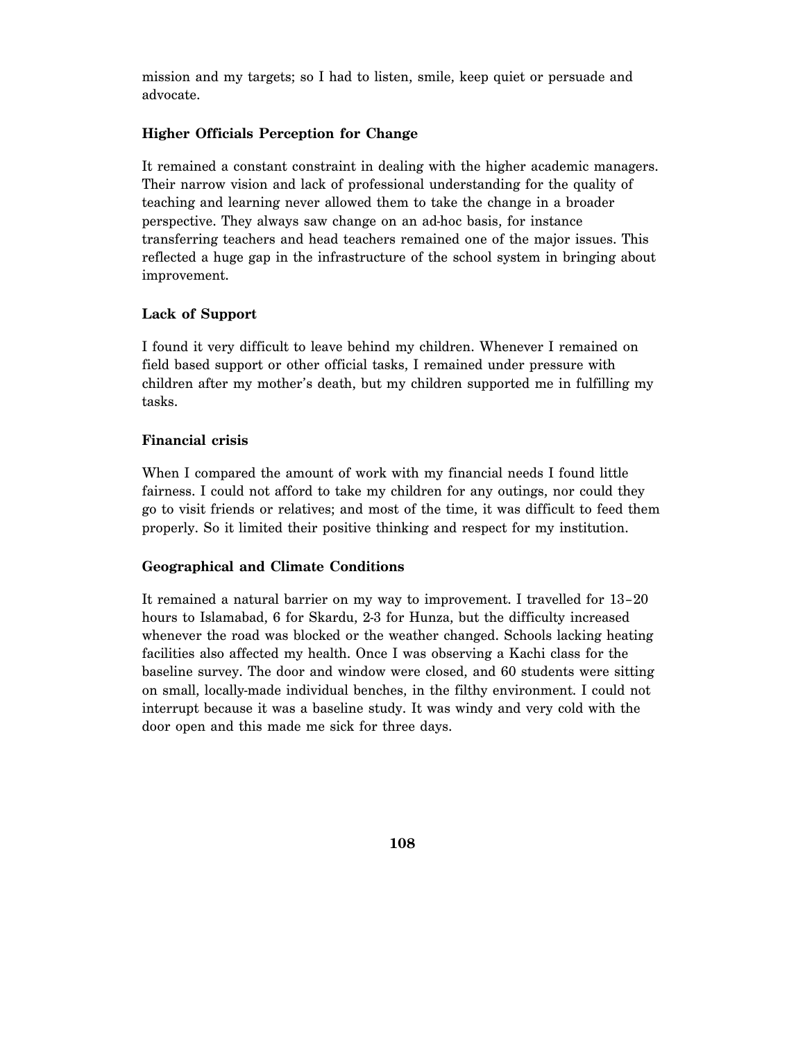mission and my targets; so I had to listen, smile, keep quiet or persuade and advocate.

### Higher Officials Perception for Change

It remained a constant constraint in dealing with the higher academic managers. Their narrow vision and lack of professional understanding for the quality of teaching and learning never allowed them to take the change in a broader perspective. They always saw change on an ad-hoc basis, for instance transferring teachers and head teachers remained one of the major issues. This reflected a huge gap in the infrastructure of the school system in bringing about improvement.

### Lack of Support

I found it very difficult to leave behind my children. Whenever I remained on field based support or other official tasks, I remained under pressure with children after my mother's death, but my children supported me in fulfilling my tasks.

### Financial crisis

When I compared the amount of work with my financial needs I found little fairness. I could not afford to take my children for any outings, nor could they go to visit friends or relatives; and most of the time, it was difficult to feed them properly. So it limited their positive thinking and respect for my institution.

### Geographical and Climate Conditions

It remained a natural barrier on my way to improvement. I travelled for 13–20 hours to Islamabad, 6 for Skardu, 2-3 for Hunza, but the difficulty increased whenever the road was blocked or the weather changed. Schools lacking heating facilities also affected my health. Once I was observing a Kachi class for the baseline survey. The door and window were closed, and 60 students were sitting on small, locally-made individual benches, in the filthy environment. I could not interrupt because it was a baseline study. It was windy and very cold with the door open and this made me sick for three days.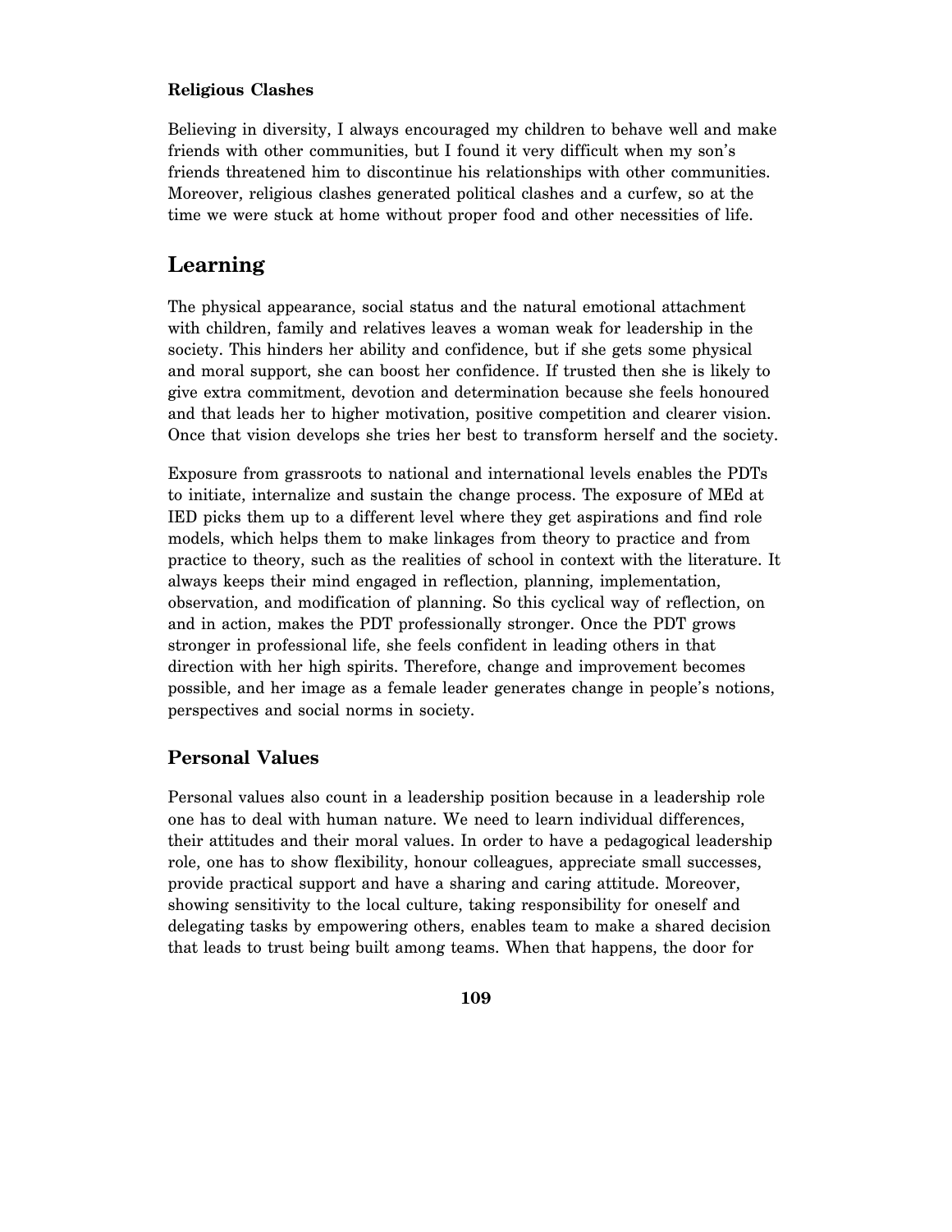**Religious Clashes**

Believing in diversity, I always encouraged my children to behave well and make friends with other communities, but I found it very difficult when my son's friends threatened him to discontinue his relationships with other communities. Moreover, religious clashes generated political clashes and a curfew, so at the time we were stuck at home without proper food and other necessities of life.

## Learning

The physical appearance, social status and the natural emotional attachment with children, family and relatives leaves a woman weak for leadership in the society. This hinders her ability and confidence, but if she gets some physical and moral support, she can boost her confidence. If trusted then she is likely to give extra commitment, devotion and determination because she feels honoured and that leads her to higher motivation, positive competition and clearer vision. Once that vision develops she tries her best to transform herself and the society.

Exposure from grassroots to national and international levels enables the PDTs to initiate, internalize and sustain the change process. The exposure of MEd at IED picks them up to a different level where they get aspirations and find role models, which helps them to make linkages from theory to practice and from practice to theory, such as the realities of school in context with the literature. It always keeps their mind engaged in reflection, planning, implementation, observation, and modification of planning. So this cyclical way of reflection, on and in action, makes the PDT professionally stronger. Once the PDT grows stronger in professional life, she feels confident in leading others in that direction with her high spirits. Therefore, change and improvement becomes possible, and her image as a female leader generates change in people's notions, perspectives and social norms in society.

### Personal Values

Personal values also count in a leadership position because in a leadership role one has to deal with human nature. We need to learn individual differences, their attitudes and their moral values. In order to have a pedagogical leadership role, one has to show flexibility, honour colleagues, appreciate small successes, provide practical support and have a sharing and caring attitude. Moreover, showing sensitivity to the local culture, taking responsibility for oneself and delegating tasks by empowering others, enables team to make a shared decision that leads to trust being built among teams. When that happens, the door for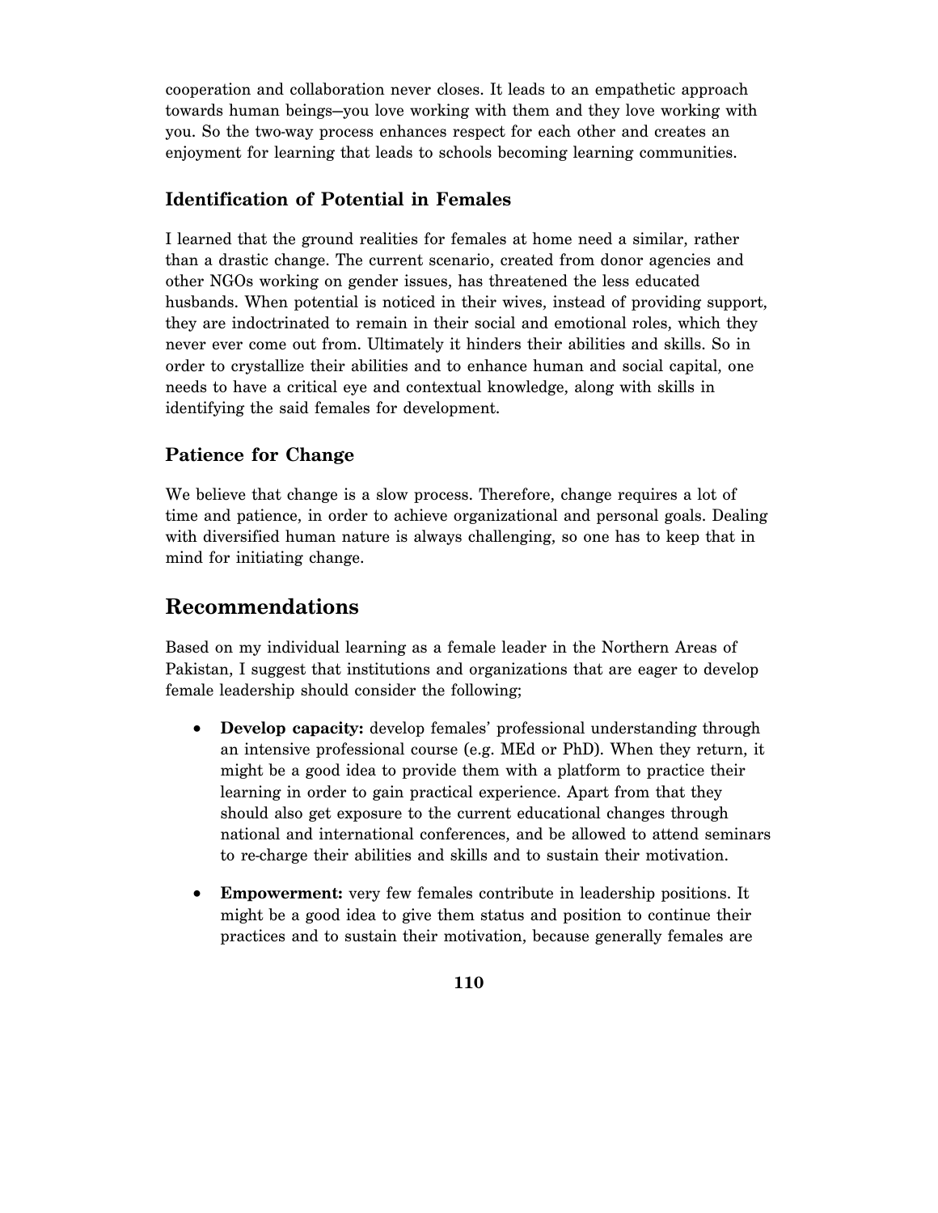cooperation and collaboration never closes. It leads to an empathetic approach towards human beings—you love working with them and they love working with you. So the two-way process enhances respect for each other and creates an enjoyment for learning that leads to schools becoming learning communities.

### Identification of Potential in Females

I learned that the ground realities for females at home need a similar, rather than a drastic change. The current scenario, created from donor agencies and other NGOs working on gender issues, has threatened the less educated husbands. When potential is noticed in their wives, instead of providing support, they are indoctrinated to remain in their social and emotional roles, which they never ever come out from. Ultimately it hinders their abilities and skills. So in order to crystallize their abilities and to enhance human and social capital, one needs to have a critical eye and contextual knowledge, along with skills in identifying the said females for development.

### Patience for Change

We believe that change is a slow process. Therefore, change requires a lot of time and patience, in order to achieve organizational and personal goals. Dealing with diversified human nature is always challenging, so one has to keep that in mind for initiating change.

## Recommendations

Based on my individual learning as a female leader in the Northern Areas of Pakistan, I suggest that institutions and organizations that are eager to develop female leadership should consider the following;

- **Develop capacity:** develop females' professional understanding through an intensive professional course (e.g. MEd or PhD). When they return, it might be a good idea to provide them with a platform to practice their learning in order to gain practical experience. Apart from that they should also get exposure to the current educational changes through national and international conferences, and be allowed to attend seminars to re-charge their abilities and skills and to sustain their motivation.

- **Empowerment:** very few females contribute in leadership positions. It might be a good idea to give them status and position to continue their practices and to sustain their motivation, because generally females are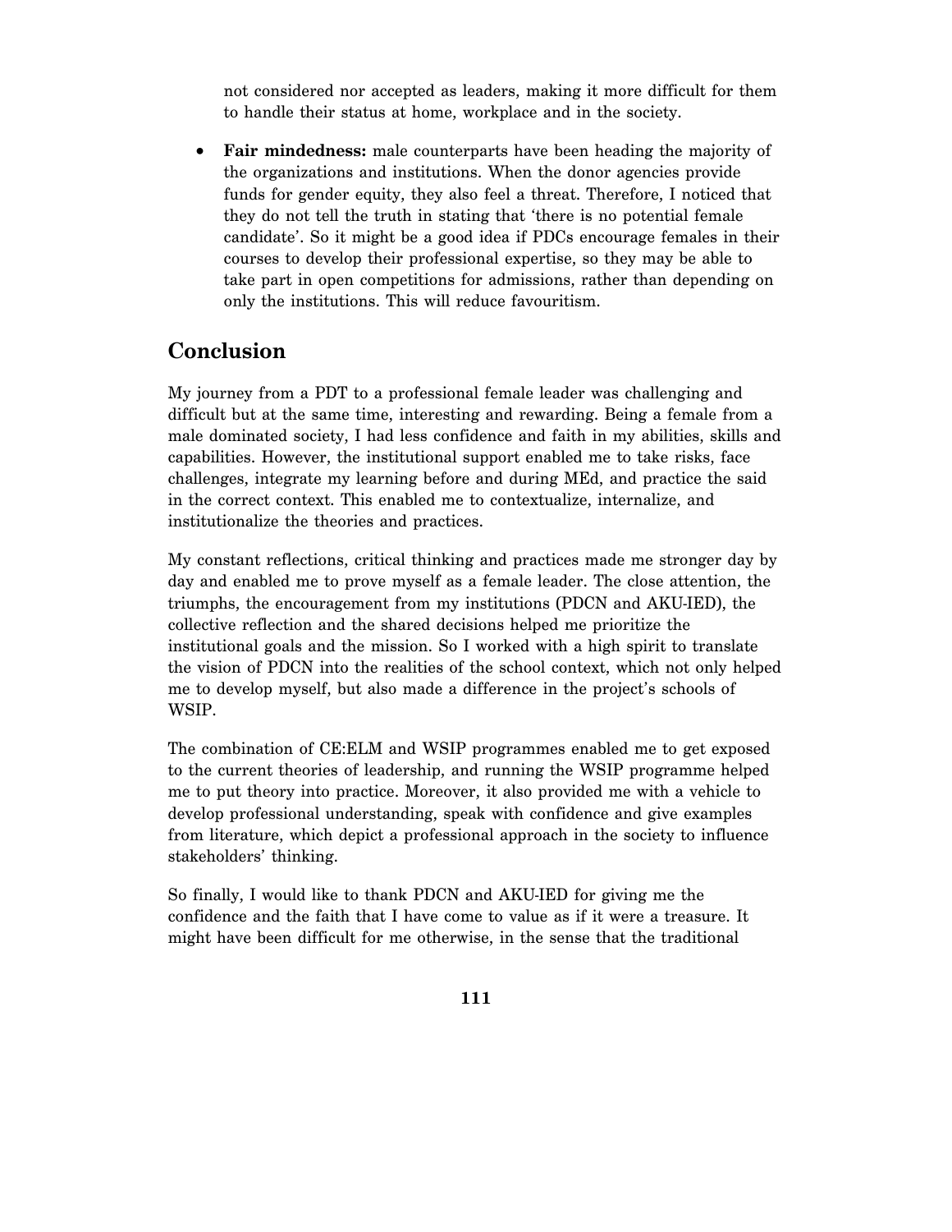not considered nor accepted as leaders, making it more difficult for them to handle their status at home, workplace and in the society.

- **Fair mindedness:** male counterparts have been heading the majority of the organizations and institutions. When the donor agencies provide funds for gender equity, they also feel a threat. Therefore, I noticed that they do not tell the truth in stating that 'there is no potential female candidate'. So it might be a good idea if PDCs encourage females in their courses to develop their professional expertise, so they may be able to take part in open competitions for admissions, rather than depending on only the institutions. This will reduce favouritism.

## Conclusion

My journey from a PDT to a professional female leader was challenging and difficult but at the same time, interesting and rewarding. Being a female from a male dominated society, I had less confidence and faith in my abilities, skills and capabilities. However, the institutional support enabled me to take risks, face challenges, integrate my learning before and during MEd, and practice the said in the correct context. This enabled me to contextualize, internalize, and institutionalize the theories and practices.

My constant reflections, critical thinking and practices made me stronger day by day and enabled me to prove myself as a female leader. The close attention, the triumphs, the encouragement from my institutions (PDCN and AKU-IED), the collective reflection and the shared decisions helped me prioritize the institutional goals and the mission. So I worked with a high spirit to translate the vision of PDCN into the realities of the school context, which not only helped me to develop myself, but also made a difference in the project's schools of WSIP.

The combination of CE:ELM and WSIP programmes enabled me to get exposed to the current theories of leadership, and running the WSIP programme helped me to put theory into practice. Moreover, it also provided me with a vehicle to develop professional understanding, speak with confidence and give examples from literature, which depict a professional approach in the society to influence stakeholders' thinking.

So finally, I would like to thank PDCN and AKU-IED for giving me the confidence and the faith that I have come to value as if it were a treasure. It might have been difficult for me otherwise, in the sense that the traditional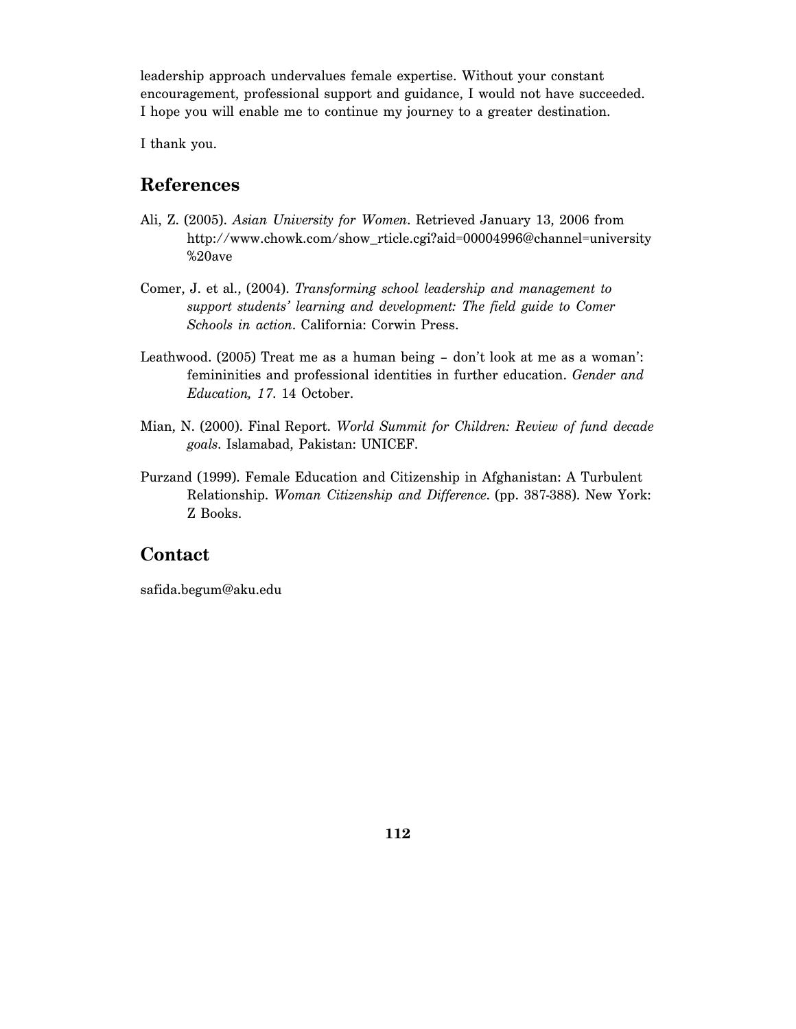leadership approach undervalues female expertise. Without your constant encouragement, professional support and guidance, I would not have succeeded. I hope you will enable me to continue my journey to a greater destination.

I thank you.

## References

Ali, Z. (2005). *Asian University for Women*. Retrieved January 13, 2006 from http://www.chowk.com/show_rticle.cgi?aid=00004996@channel=university%20ave

Comer, J. et al., (2004). *Transforming school leadership and management to support students' learning and development: The field guide to Comer Schools in action*. California: Corwin Press.

Leathwood. (2005) Treat me as a human being – don't look at me as a woman': femininities and professional identities in further education. *Gender and Education, 17*. 14 October.

Mian, N. (2000). Final Report. *World Summit for Children: Review of fund decade goals*. Islamabad, Pakistan: UNICEF.

Purzand (1999). Female Education and Citizenship in Afghanistan: A Turbulent Relationship. *Woman Citizenship and Difference*. (pp. 387-388). New York: Z Books.

## Contact

safida.begum@aku.edu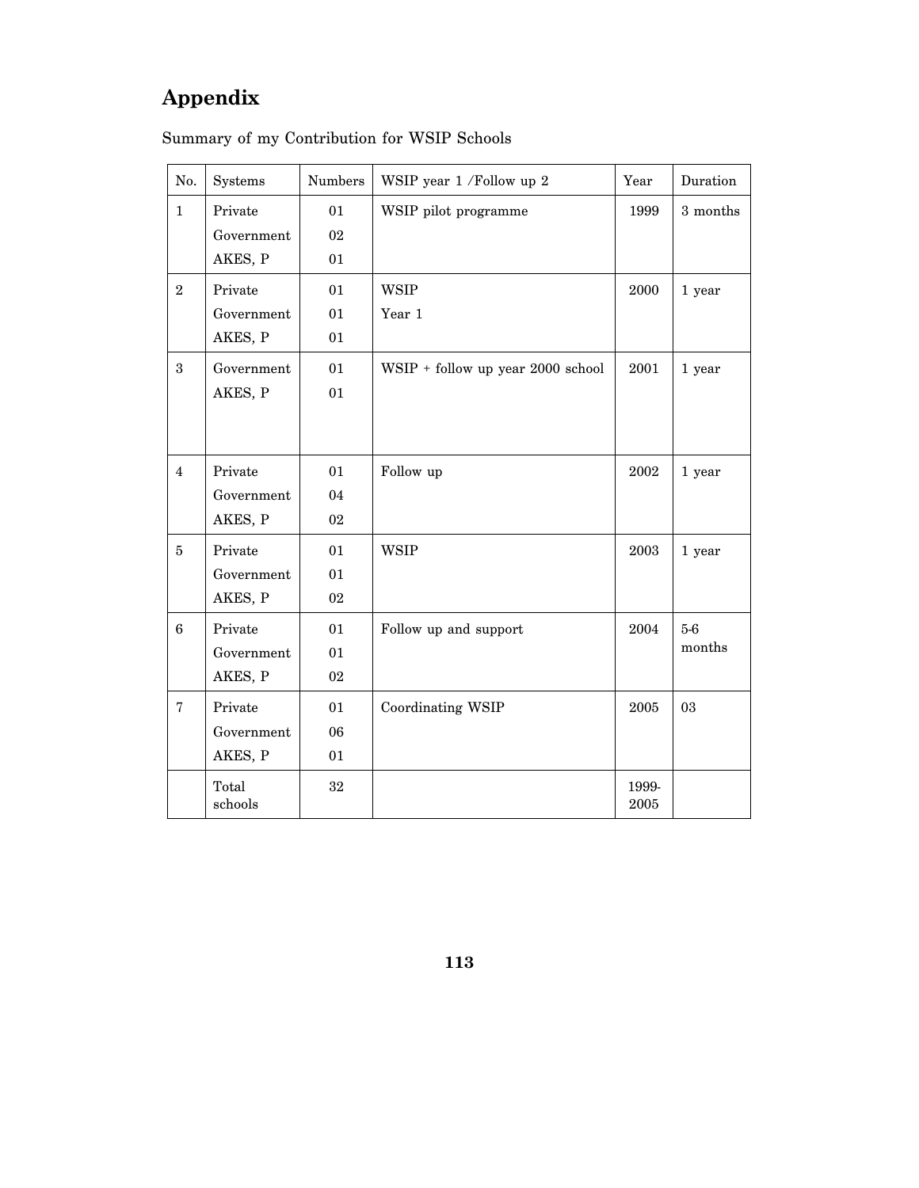# Appendix

Summary of my Contribution for WSIP Schools

| No. | Systems | Numbers | WSIP year 1 /Follow up 2 | Year | Duration |
|---|---|---|---|---|---|
| 1 | Private<br>Government<br>AKES, P | 01<br>02<br>01 | WSIP pilot programme | 1999 | 3 months |
| 2 | Private<br>Government<br>AKES, P | 01<br>01<br>01 | WSIP<br>Year 1 | 2000 | 1 year |
| 3 | Government<br>AKES, P | 01<br>01 | WSIP + follow up year 2000 school | 2001 | 1 year |
| 4 | Private<br>Government<br>AKES, P | 01<br>04<br>02 | Follow up | 2002 | 1 year |
| 5 | Private<br>Government<br>AKES, P | 01<br>01<br>02 | WSIP | 2003 | 1 year |
| 6 | Private<br>Government<br>AKES, P | 01<br>01<br>02 | Follow up and support | 2004 | 5-6 months |
| 7 | Private<br>Government<br>AKES, P | 01<br>06<br>01 | Coordinating WSIP | 2005 | 03 |
| | Total schools | 32 | | 1999-2005 | |